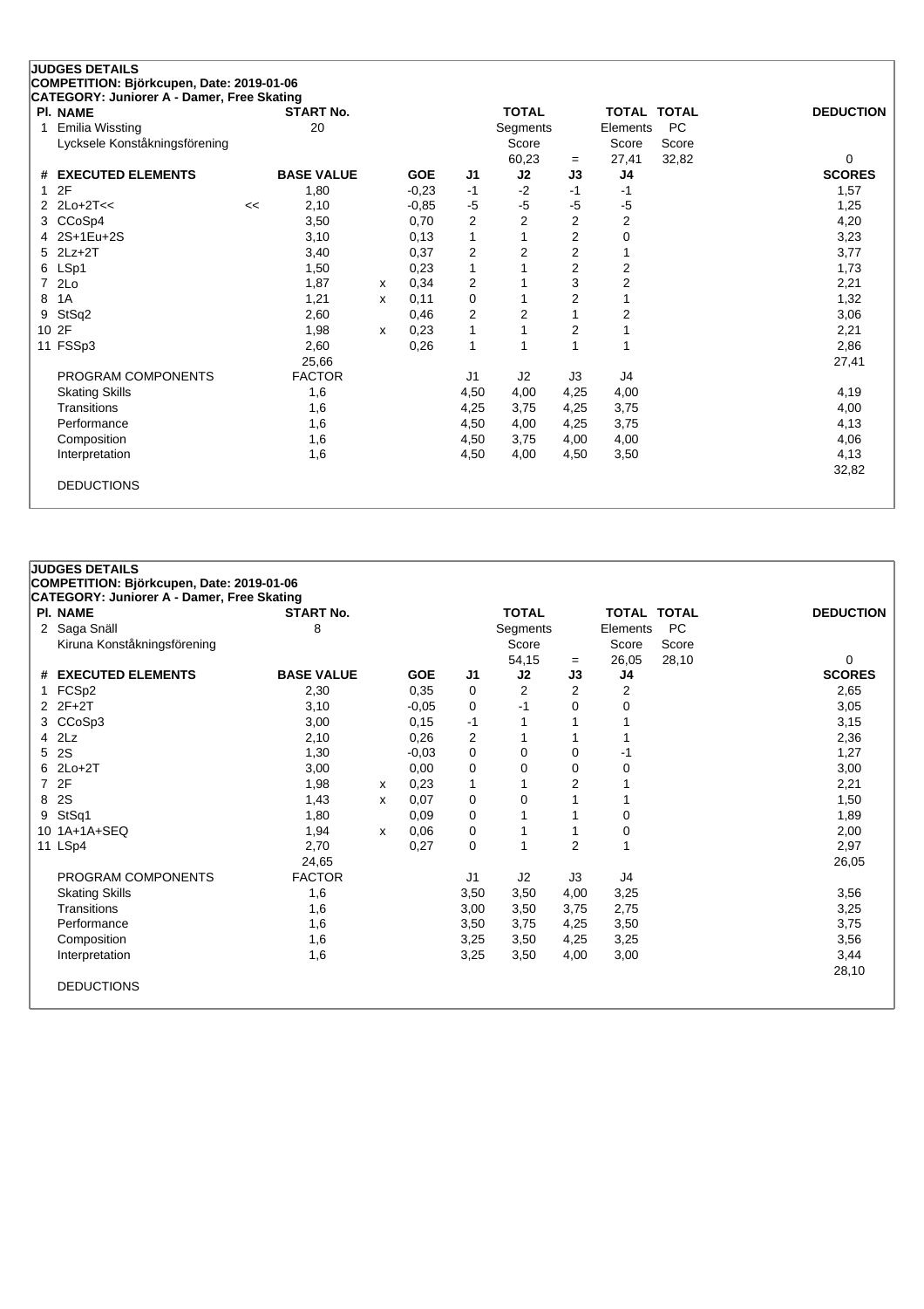**JUDGES DETAILS**
**COMPETITION: Björkcupen, Date: 2019-01-06**
**CATEGORY: Juniorer A - Damer, Free Skating**

| Pl. | NAME | START No. | TOTAL Segments Score | = | TOTAL Elements Score | TOTAL PC Score | DEDUCTION |
|---|---|---|---|---|---|---|---|
| 1 | Emilia Wissting<br>Lycksele Konståkningsförening | 20 | 60,23 | = | 27,41 | 32,82 | 0 |

| # | EXECUTED ELEMENTS | | BASE VALUE | | GOE | J1 | J2 | J3 | J4 | SCORES |
|---|---|---|---|---|---|---|---|---|---|---|
| 1 | 2F | | 1,80 | | -0,23 | -1 | -2 | -1 | -1 | 1,57 |
| 2 | 2Lo+2T<< | << | 2,10 | | -0,85 | -5 | -5 | -5 | -5 | 1,25 |
| 3 | CCoSp4 | | 3,50 | | 0,70 | 2 | 2 | 2 | 2 | 4,20 |
| 4 | 2S+1Eu+2S | | 3,10 | | 0,13 | 1 | 1 | 2 | 0 | 3,23 |
| 5 | 2Lz+2T | | 3,40 | | 0,37 | 2 | 2 | 2 | 1 | 3,77 |
| 6 | LSp1 | | 1,50 | | 0,23 | 1 | 1 | 2 | 2 | 1,73 |
| 7 | 2Lo | | 1,87 | x | 0,34 | 2 | 1 | 3 | 2 | 2,21 |
| 8 | 1A | | 1,21 | x | 0,11 | 0 | 1 | 2 | 1 | 1,32 |
| 9 | StSq2 | | 2,60 | | 0,46 | 2 | 2 | 1 | 2 | 3,06 |
| 10 | 2F | | 1,98 | x | 0,23 | 1 | 1 | 2 | 1 | 2,21 |
| 11 | FSSp3 | | 2,60 | | 0,26 | 1 | 1 | 1 | 1 | 2,86 |
| | | | 25,66 | | | | | | | 27,41 |

| PROGRAM COMPONENTS | FACTOR | J1 | J2 | J3 | J4 | SCORES |
|---|---|---|---|---|---|---|
| Skating Skills | 1,6 | 4,50 | 4,00 | 4,25 | 4,00 | 4,19 |
| Transitions | 1,6 | 4,25 | 3,75 | 4,25 | 3,75 | 4,00 |
| Performance | 1,6 | 4,50 | 4,00 | 4,25 | 3,75 | 4,13 |
| Composition | 1,6 | 4,50 | 3,75 | 4,00 | 4,00 | 4,06 |
| Interpretation | 1,6 | 4,50 | 4,00 | 4,50 | 3,50 | 4,13 |
| | | | | | | 32,82 |

DEDUCTIONS

**JUDGES DETAILS**
**COMPETITION: Björkcupen, Date: 2019-01-06**
**CATEGORY: Juniorer A - Damer, Free Skating**

| Pl. | NAME | START No. | TOTAL Segments Score | = | TOTAL Elements Score | TOTAL PC Score | DEDUCTION |
|---|---|---|---|---|---|---|---|
| 2 | Saga Snäll<br>Kiruna Konståkningsförening | 8 | 54,15 | = | 26,05 | 28,10 | 0 |

| # | EXECUTED ELEMENTS | BASE VALUE | | GOE | J1 | J2 | J3 | J4 | SCORES |
|---|---|---|---|---|---|---|---|---|---|
| 1 | FCSp2 | 2,30 | | 0,35 | 0 | 2 | 2 | 2 | 2,65 |
| 2 | 2F+2T | 3,10 | | -0,05 | 0 | -1 | 0 | 0 | 3,05 |
| 3 | CCoSp3 | 3,00 | | 0,15 | -1 | 1 | 1 | 1 | 3,15 |
| 4 | 2Lz | 2,10 | | 0,26 | 2 | 1 | 1 | 1 | 2,36 |
| 5 | 2S | 1,30 | | -0,03 | 0 | 0 | 0 | -1 | 1,27 |
| 6 | 2Lo+2T | 3,00 | | 0,00 | 0 | 0 | 0 | 0 | 3,00 |
| 7 | 2F | 1,98 | x | 0,23 | 1 | 1 | 2 | 1 | 2,21 |
| 8 | 2S | 1,43 | x | 0,07 | 0 | 0 | 1 | 1 | 1,50 |
| 9 | StSq1 | 1,80 | | 0,09 | 0 | 1 | 1 | 0 | 1,89 |
| 10 | 1A+1A+SEQ | 1,94 | x | 0,06 | 0 | 1 | 1 | 0 | 2,00 |
| 11 | LSp4 | 2,70 | | 0,27 | 0 | 1 | 2 | 1 | 2,97 |
| | | 24,65 | | | | | | | 26,05 |

| PROGRAM COMPONENTS | FACTOR | J1 | J2 | J3 | J4 | SCORES |
|---|---|---|---|---|---|---|
| Skating Skills | 1,6 | 3,50 | 3,50 | 4,00 | 3,25 | 3,56 |
| Transitions | 1,6 | 3,00 | 3,50 | 3,75 | 2,75 | 3,25 |
| Performance | 1,6 | 3,50 | 3,75 | 4,25 | 3,50 | 3,75 |
| Composition | 1,6 | 3,25 | 3,50 | 4,25 | 3,25 | 3,56 |
| Interpretation | 1,6 | 3,25 | 3,50 | 4,00 | 3,00 | 3,44 |
| | | | | | | 28,10 |

DEDUCTIONS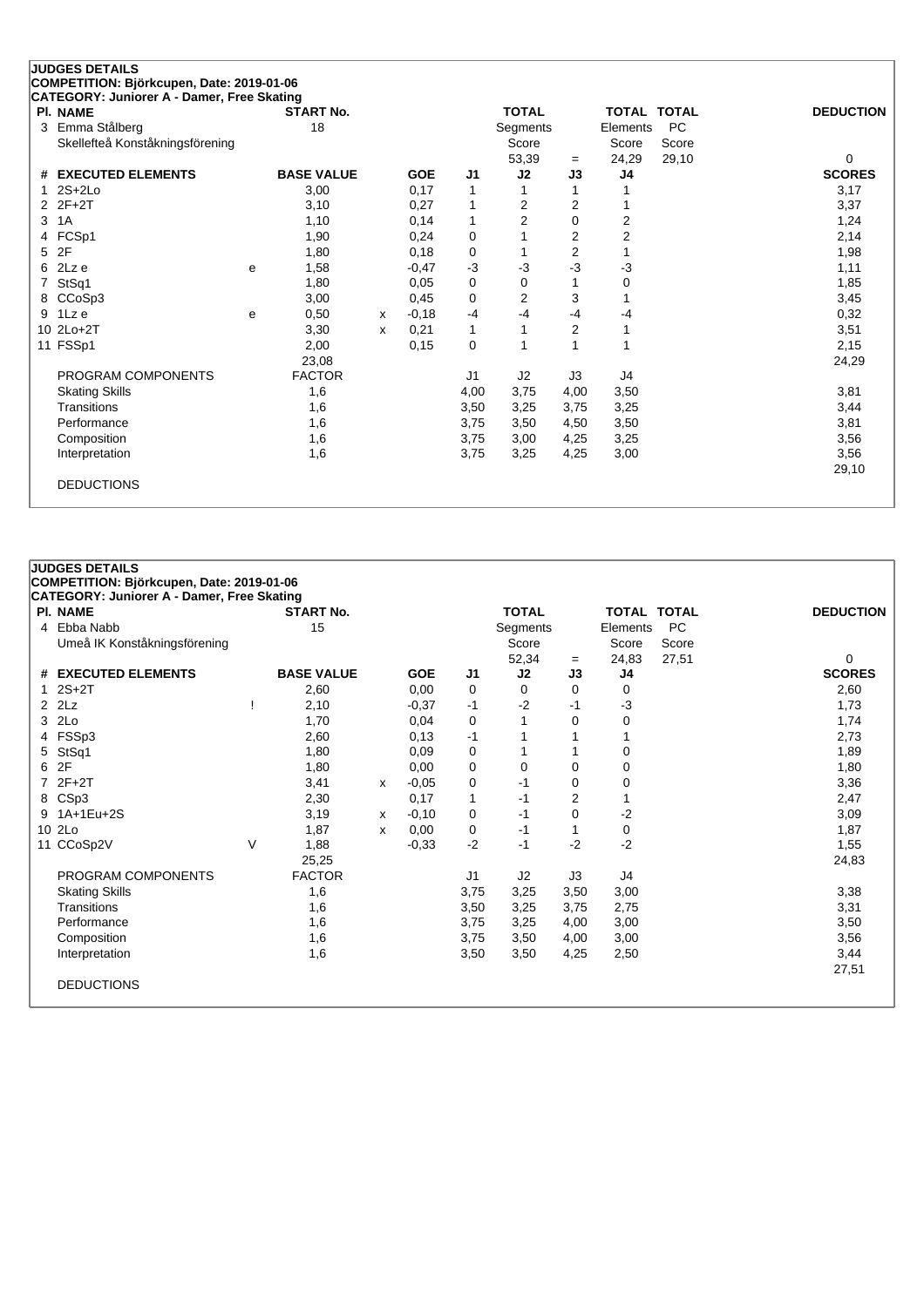## JUDGES DETAILS

**COMPETITION: Björkcupen, Date: 2019-01-06**

**CATEGORY: Juniorer A - Damer, Free Skating**

| Pl. | NAME | START No. | TOTAL Segments Score | = | TOTAL Elements Score | TOTAL PC Score | DEDUCTION |
|---|---|---|---|---|---|---|---|
| 3 | Emma Stålberg<br>Skellefteå Konståkningsförening | 18 | 53,39 | = | 24,29 | 29,10 | 0 |

| # | EXECUTED ELEMENTS | | BASE VALUE | | GOE | J1 | J2 | J3 | J4 | SCORES |
|---|---|---|---|---|---|---|---|---|---|---|
| 1 | 2S+2Lo | | 3,00 | | 0,17 | 1 | 1 | 1 | 1 | 3,17 |
| 2 | 2F+2T | | 3,10 | | 0,27 | 1 | 2 | 2 | 1 | 3,37 |
| 3 | 1A | | 1,10 | | 0,14 | 1 | 2 | 0 | 2 | 1,24 |
| 4 | FCSp1 | | 1,90 | | 0,24 | 0 | 1 | 2 | 2 | 2,14 |
| 5 | 2F | | 1,80 | | 0,18 | 0 | 1 | 2 | 1 | 1,98 |
| 6 | 2Lz e | e | 1,58 | | -0,47 | -3 | -3 | -3 | -3 | 1,11 |
| 7 | StSq1 | | 1,80 | | 0,05 | 0 | 0 | 1 | 0 | 1,85 |
| 8 | CCoSp3 | | 3,00 | | 0,45 | 0 | 2 | 3 | 1 | 3,45 |
| 9 | 1Lz e | e | 0,50 | x | -0,18 | -4 | -4 | -4 | -4 | 0,32 |
| 10 | 2Lo+2T | | 3,30 | x | 0,21 | 1 | 1 | 2 | 1 | 3,51 |
| 11 | FSSp1 | | 2,00 | | 0,15 | 0 | 1 | 1 | 1 | 2,15 |
| | | | 23,08 | | | | | | | 24,29 |
| | PROGRAM COMPONENTS | | FACTOR | | | J1 | J2 | J3 | J4 | |
| | Skating Skills | | 1,6 | | | 4,00 | 3,75 | 4,00 | 3,50 | 3,81 |
| | Transitions | | 1,6 | | | 3,50 | 3,25 | 3,75 | 3,25 | 3,44 |
| | Performance | | 1,6 | | | 3,75 | 3,50 | 4,50 | 3,50 | 3,81 |
| | Composition | | 1,6 | | | 3,75 | 3,00 | 4,25 | 3,25 | 3,56 |
| | Interpretation | | 1,6 | | | 3,75 | 3,25 | 4,25 | 3,00 | 3,56 |
| | | | | | | | | | | 29,10 |
| | DEDUCTIONS | | | | | | | | | |

## JUDGES DETAILS

**COMPETITION: Björkcupen, Date: 2019-01-06**

**CATEGORY: Juniorer A - Damer, Free Skating**

| Pl. | NAME | START No. | TOTAL Segments Score | = | TOTAL Elements Score | TOTAL PC Score | DEDUCTION |
|---|---|---|---|---|---|---|---|
| 4 | Ebba Nabb<br>Umeå IK Konståkningsförening | 15 | 52,34 | = | 24,83 | 27,51 | 0 |

| # | EXECUTED ELEMENTS | | BASE VALUE | | GOE | J1 | J2 | J3 | J4 | SCORES |
|---|---|---|---|---|---|---|---|---|---|---|
| 1 | 2S+2T | | 2,60 | | 0,00 | 0 | 0 | 0 | 0 | 2,60 |
| 2 | 2Lz | ! | 2,10 | | -0,37 | -1 | -2 | -1 | -3 | 1,73 |
| 3 | 2Lo | | 1,70 | | 0,04 | 0 | 1 | 0 | 0 | 1,74 |
| 4 | FSSp3 | | 2,60 | | 0,13 | -1 | 1 | 1 | 1 | 2,73 |
| 5 | StSq1 | | 1,80 | | 0,09 | 0 | 1 | 1 | 0 | 1,89 |
| 6 | 2F | | 1,80 | | 0,00 | 0 | 0 | 0 | 0 | 1,80 |
| 7 | 2F+2T | | 3,41 | x | -0,05 | 0 | -1 | 0 | 0 | 3,36 |
| 8 | CSp3 | | 2,30 | | 0,17 | 1 | -1 | 2 | 1 | 2,47 |
| 9 | 1A+1Eu+2S | | 3,19 | x | -0,10 | 0 | -1 | 0 | -2 | 3,09 |
| 10 | 2Lo | | 1,87 | x | 0,00 | 0 | -1 | 1 | 0 | 1,87 |
| 11 | CCoSp2V | V | 1,88 | | -0,33 | -2 | -1 | -2 | -2 | 1,55 |
| | | | 25,25 | | | | | | | 24,83 |
| | PROGRAM COMPONENTS | | FACTOR | | | J1 | J2 | J3 | J4 | |
| | Skating Skills | | 1,6 | | | 3,75 | 3,25 | 3,50 | 3,00 | 3,38 |
| | Transitions | | 1,6 | | | 3,50 | 3,25 | 3,75 | 2,75 | 3,31 |
| | Performance | | 1,6 | | | 3,75 | 3,25 | 4,00 | 3,00 | 3,50 |
| | Composition | | 1,6 | | | 3,75 | 3,50 | 4,00 | 3,00 | 3,56 |
| | Interpretation | | 1,6 | | | 3,50 | 3,50 | 4,25 | 2,50 | 3,44 |
| | | | | | | | | | | 27,51 |
| | DEDUCTIONS | | | | | | | | | |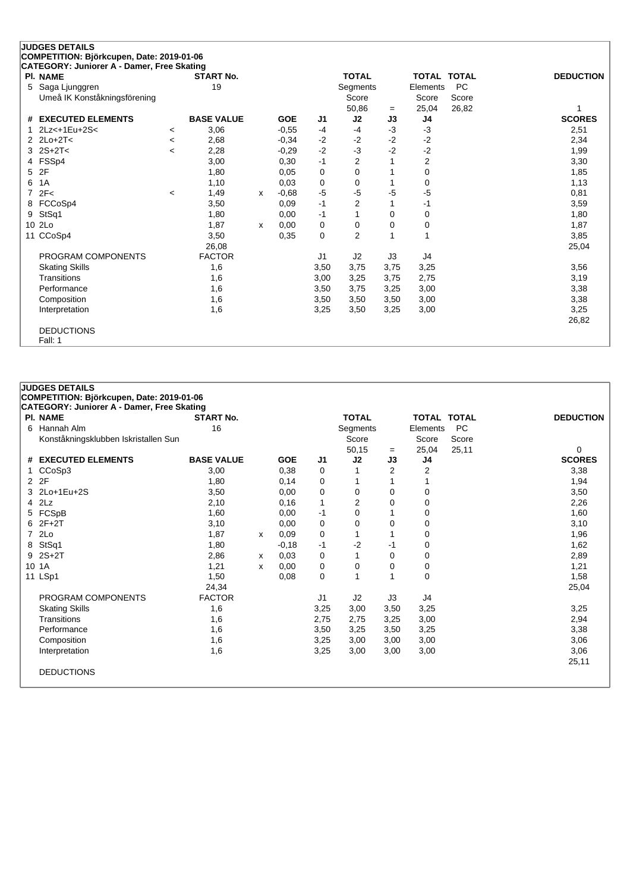## JUDGES DETAILS

**COMPETITION: Björkcupen, Date: 2019-01-06**

**CATEGORY: Juniorer A - Damer, Free Skating**

| Pl. | NAME | START No. | TOTAL Segments Score | = | TOTAL Elements Score | TOTAL PC Score | DEDUCTION |
|---|---|---|---|---|---|---|---|
| 5 | Saga Ljunggren<br>Umeå IK Konståkningsförening | 19 | 50,86 | = | 25,04 | 26,82 | 1 |

| # | EXECUTED ELEMENTS | | BASE VALUE | | GOE | J1 | J2 | J3 | J4 | SCORES |
|---|---|---|---|---|---|---|---|---|---|---|
| 1 | 2Lz<+1Eu+2S< | < | 3,06 | | -0,55 | -4 | -4 | -3 | -3 | 2,51 |
| 2 | 2Lo+2T< | < | 2,68 | | -0,34 | -2 | -2 | -2 | -2 | 2,34 |
| 3 | 2S+2T< | < | 2,28 | | -0,29 | -2 | -3 | -2 | -2 | 1,99 |
| 4 | FSSp4 | | 3,00 | | 0,30 | -1 | 2 | 1 | 2 | 3,30 |
| 5 | 2F | | 1,80 | | 0,05 | 0 | 0 | 1 | 0 | 1,85 |
| 6 | 1A | | 1,10 | | 0,03 | 0 | 0 | 1 | 0 | 1,13 |
| 7 | 2F< | < | 1,49 | x | -0,68 | -5 | -5 | -5 | -5 | 0,81 |
| 8 | FCCoSp4 | | 3,50 | | 0,09 | -1 | 2 | 1 | -1 | 3,59 |
| 9 | StSq1 | | 1,80 | | 0,00 | -1 | 1 | 0 | 0 | 1,80 |
| 10 | 2Lo | | 1,87 | x | 0,00 | 0 | 0 | 0 | 0 | 1,87 |
| 11 | CCoSp4 | | 3,50 | | 0,35 | 0 | 2 | 1 | 1 | 3,85 |
| | | | 26,08 | | | | | | | 25,04 |

| PROGRAM COMPONENTS | FACTOR | J1 | J2 | J3 | J4 | |
|---|---|---|---|---|---|---|
| Skating Skills | 1,6 | 3,50 | 3,75 | 3,75 | 3,25 | 3,56 |
| Transitions | 1,6 | 3,00 | 3,25 | 3,75 | 2,75 | 3,19 |
| Performance | 1,6 | 3,50 | 3,75 | 3,25 | 3,00 | 3,38 |
| Composition | 1,6 | 3,50 | 3,50 | 3,50 | 3,00 | 3,38 |
| Interpretation | 1,6 | 3,25 | 3,50 | 3,25 | 3,00 | 3,25 |
| | | | | | | 26,82 |

DEDUCTIONS

Fall: 1

## JUDGES DETAILS

**COMPETITION: Björkcupen, Date: 2019-01-06**

**CATEGORY: Juniorer A - Damer, Free Skating**

| Pl. | NAME | START No. | TOTAL Segments Score | = | TOTAL Elements Score | TOTAL PC Score | DEDUCTION |
|---|---|---|---|---|---|---|---|
| 6 | Hannah Alm<br>Konståkningsklubben Iskristallen Sun | 16 | 50,15 | = | 25,04 | 25,11 | 0 |

| # | EXECUTED ELEMENTS | BASE VALUE | | GOE | J1 | J2 | J3 | J4 | SCORES |
|---|---|---|---|---|---|---|---|---|---|
| 1 | CCoSp3 | 3,00 | | 0,38 | 0 | 1 | 2 | 2 | 3,38 |
| 2 | 2F | 1,80 | | 0,14 | 0 | 1 | 1 | 1 | 1,94 |
| 3 | 2Lo+1Eu+2S | 3,50 | | 0,00 | 0 | 0 | 0 | 0 | 3,50 |
| 4 | 2Lz | 2,10 | | 0,16 | 1 | 2 | 0 | 0 | 2,26 |
| 5 | FCSpB | 1,60 | | 0,00 | -1 | 0 | 1 | 0 | 1,60 |
| 6 | 2F+2T | 3,10 | | 0,00 | 0 | 0 | 0 | 0 | 3,10 |
| 7 | 2Lo | 1,87 | x | 0,09 | 0 | 1 | 1 | 0 | 1,96 |
| 8 | StSq1 | 1,80 | | -0,18 | -1 | -2 | -1 | 0 | 1,62 |
| 9 | 2S+2T | 2,86 | x | 0,03 | 0 | 1 | 0 | 0 | 2,89 |
| 10 | 1A | 1,21 | x | 0,00 | 0 | 0 | 0 | 0 | 1,21 |
| 11 | LSp1 | 1,50 | | 0,08 | 0 | 1 | 1 | 0 | 1,58 |
| | | 24,34 | | | | | | | 25,04 |

| PROGRAM COMPONENTS | FACTOR | J1 | J2 | J3 | J4 | |
|---|---|---|---|---|---|---|
| Skating Skills | 1,6 | 3,25 | 3,00 | 3,50 | 3,25 | 3,25 |
| Transitions | 1,6 | 2,75 | 2,75 | 3,25 | 3,00 | 2,94 |
| Performance | 1,6 | 3,50 | 3,25 | 3,50 | 3,25 | 3,38 |
| Composition | 1,6 | 3,25 | 3,00 | 3,00 | 3,00 | 3,06 |
| Interpretation | 1,6 | 3,25 | 3,00 | 3,00 | 3,00 | 3,06 |
| | | | | | | 25,11 |

DEDUCTIONS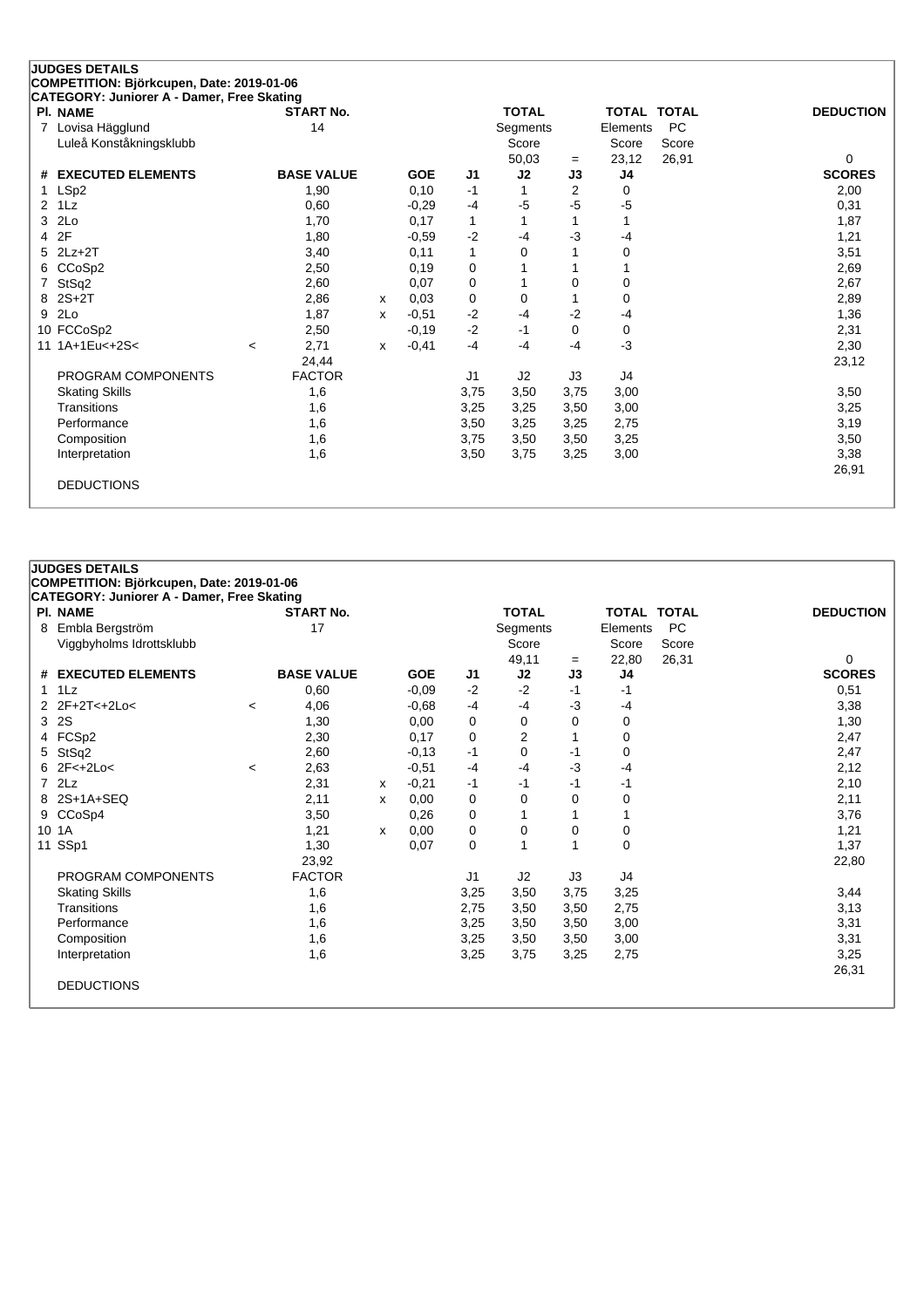## JUDGES DETAILS

**COMPETITION: Björkcupen, Date: 2019-01-06**

**CATEGORY: Juniorer A - Damer, Free Skating**

| Pl. | NAME | START No. | TOTAL Segments Score | = | TOTAL Elements Score | TOTAL PC Score | DEDUCTION |
|---|---|---|---|---|---|---|---|
| 7 | Lovisa Hägglund<br>Luleå Konståkningsklubb | 14 | 50,03 | = | 23,12 | 26,91 | 0 |

| # | EXECUTED ELEMENTS | | BASE VALUE | | GOE | J1 | J2 | J3 | J4 | SCORES |
|---|---|---|---|---|---|---|---|---|---|---|
| 1 | LSp2 | | 1,90 | | 0,10 | -1 | 1 | 2 | 0 | 2,00 |
| 2 | 1Lz | | 0,60 | | -0,29 | -4 | -5 | -5 | -5 | 0,31 |
| 3 | 2Lo | | 1,70 | | 0,17 | 1 | 1 | 1 | 1 | 1,87 |
| 4 | 2F | | 1,80 | | -0,59 | -2 | -4 | -3 | -4 | 1,21 |
| 5 | 2Lz+2T | | 3,40 | | 0,11 | 1 | 0 | 1 | 0 | 3,51 |
| 6 | CCoSp2 | | 2,50 | | 0,19 | 0 | 1 | 1 | 1 | 2,69 |
| 7 | StSq2 | | 2,60 | | 0,07 | 0 | 1 | 0 | 0 | 2,67 |
| 8 | 2S+2T | | 2,86 | x | 0,03 | 0 | 0 | 1 | 0 | 2,89 |
| 9 | 2Lo | | 1,87 | x | -0,51 | -2 | -4 | -2 | -4 | 1,36 |
| 10 | FCCoSp2 | | 2,50 | | -0,19 | -2 | -1 | 0 | 0 | 2,31 |
| 11 | 1A+1Eu<+2S< | < | 2,71 | x | -0,41 | -4 | -4 | -4 | -3 | 2,30 |
| | | | 24,44 | | | | | | | 23,12 |
| | PROGRAM COMPONENTS | | FACTOR | | | J1 | J2 | J3 | J4 | |
| | Skating Skills | | 1,6 | | | 3,75 | 3,50 | 3,75 | 3,00 | 3,50 |
| | Transitions | | 1,6 | | | 3,25 | 3,25 | 3,50 | 3,00 | 3,25 |
| | Performance | | 1,6 | | | 3,50 | 3,25 | 3,25 | 2,75 | 3,19 |
| | Composition | | 1,6 | | | 3,75 | 3,50 | 3,50 | 3,25 | 3,50 |
| | Interpretation | | 1,6 | | | 3,50 | 3,75 | 3,25 | 3,00 | 3,38 |
| | | | | | | | | | | 26,91 |
| | DEDUCTIONS | | | | | | | | | |

## JUDGES DETAILS

**COMPETITION: Björkcupen, Date: 2019-01-06**

**CATEGORY: Juniorer A - Damer, Free Skating**

| Pl. | NAME | START No. | TOTAL Segments Score | = | TOTAL Elements Score | TOTAL PC Score | DEDUCTION |
|---|---|---|---|---|---|---|---|
| 8 | Embla Bergström<br>Viggbyholms Idrottsklubb | 17 | 49,11 | = | 22,80 | 26,31 | 0 |

| # | EXECUTED ELEMENTS | | BASE VALUE | | GOE | J1 | J2 | J3 | J4 | SCORES |
|---|---|---|---|---|---|---|---|---|---|---|
| 1 | 1Lz | | 0,60 | | -0,09 | -2 | -2 | -1 | -1 | 0,51 |
| 2 | 2F+2T<+2Lo< | < | 4,06 | | -0,68 | -4 | -4 | -3 | -4 | 3,38 |
| 3 | 2S | | 1,30 | | 0,00 | 0 | 0 | 0 | 0 | 1,30 |
| 4 | FCSp2 | | 2,30 | | 0,17 | 0 | 2 | 1 | 0 | 2,47 |
| 5 | StSq2 | | 2,60 | | -0,13 | -1 | 0 | -1 | 0 | 2,47 |
| 6 | 2F<+2Lo< | < | 2,63 | | -0,51 | -4 | -4 | -3 | -4 | 2,12 |
| 7 | 2Lz | | 2,31 | x | -0,21 | -1 | -1 | -1 | -1 | 2,10 |
| 8 | 2S+1A+SEQ | | 2,11 | x | 0,00 | 0 | 0 | 0 | 0 | 2,11 |
| 9 | CCoSp4 | | 3,50 | | 0,26 | 0 | 1 | 1 | 1 | 3,76 |
| 10 | 1A | | 1,21 | x | 0,00 | 0 | 0 | 0 | 0 | 1,21 |
| 11 | SSp1 | | 1,30 | | 0,07 | 0 | 1 | 1 | 0 | 1,37 |
| | | | 23,92 | | | | | | | 22,80 |
| | PROGRAM COMPONENTS | | FACTOR | | | J1 | J2 | J3 | J4 | |
| | Skating Skills | | 1,6 | | | 3,25 | 3,50 | 3,75 | 3,25 | 3,44 |
| | Transitions | | 1,6 | | | 2,75 | 3,50 | 3,50 | 2,75 | 3,13 |
| | Performance | | 1,6 | | | 3,25 | 3,50 | 3,50 | 3,00 | 3,31 |
| | Composition | | 1,6 | | | 3,25 | 3,50 | 3,50 | 3,00 | 3,31 |
| | Interpretation | | 1,6 | | | 3,25 | 3,75 | 3,25 | 2,75 | 3,25 |
| | | | | | | | | | | 26,31 |
| | DEDUCTIONS | | | | | | | | | |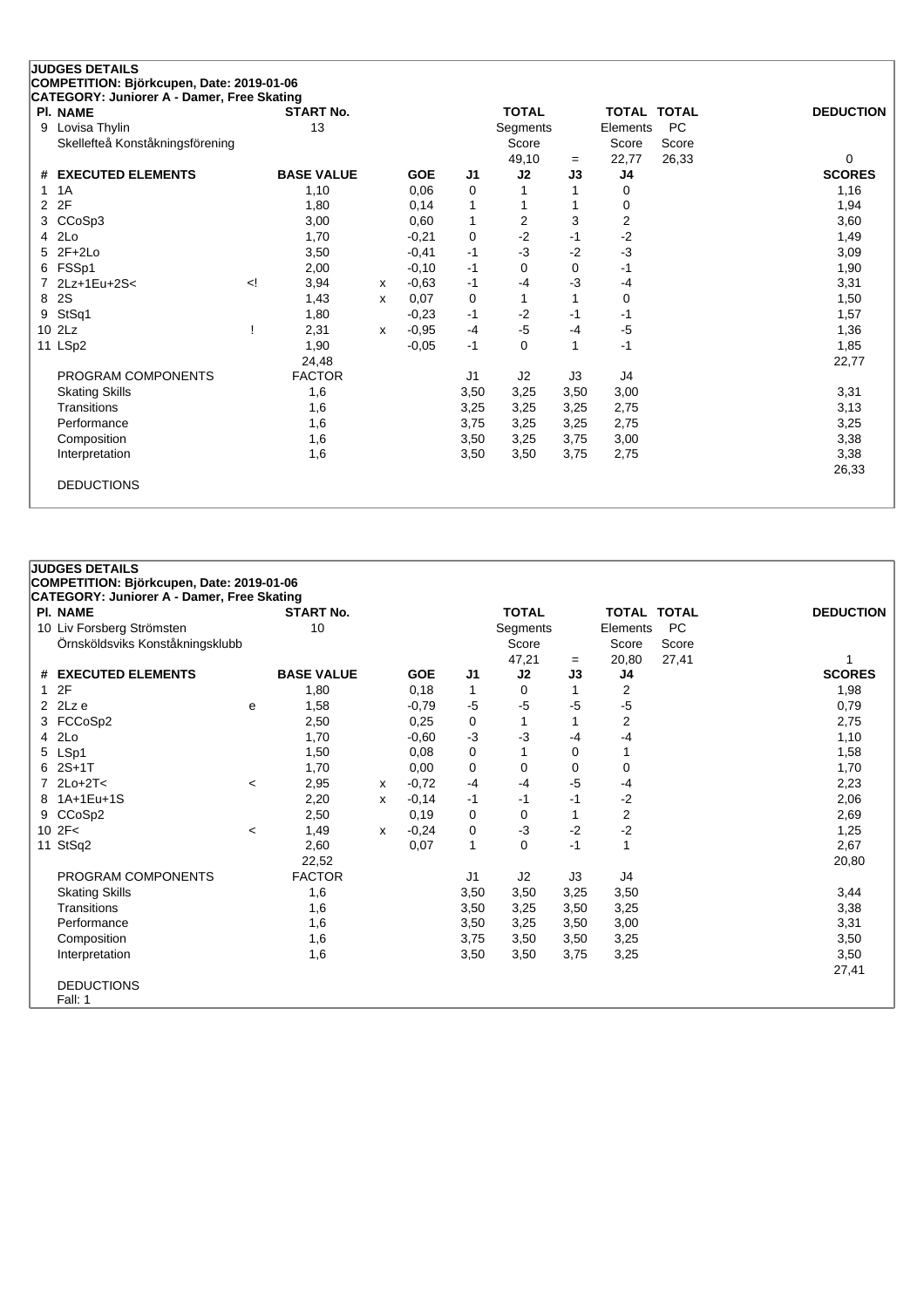**JUDGES DETAILS**
**COMPETITION: Björkcupen, Date: 2019-01-06**
**CATEGORY: Juniorer A - Damer, Free Skating**

| Pl. NAME | START No. | TOTAL Segments Score | = | TOTAL Elements Score | TOTAL PC Score | DEDUCTION |
|---|---|---|---|---|---|---|
| 9 Lovisa Thylin | 13 | 49,10 | = | 22,77 | 26,33 | 0 |
| Skellefteå Konståkningsförening | | | | | | |

| # | EXECUTED ELEMENTS | | BASE VALUE | | GOE | J1 | J2 | J3 | J4 | SCORES |
|---|---|---|---|---|---|---|---|---|---|---|
| 1 | 1A | | 1,10 | | 0,06 | 0 | 1 | 1 | 0 | 1,16 |
| 2 | 2F | | 1,80 | | 0,14 | 1 | 1 | 1 | 0 | 1,94 |
| 3 | CCoSp3 | | 3,00 | | 0,60 | 1 | 2 | 3 | 2 | 3,60 |
| 4 | 2Lo | | 1,70 | | -0,21 | 0 | -2 | -1 | -2 | 1,49 |
| 5 | 2F+2Lo | | 3,50 | | -0,41 | -1 | -3 | -2 | -3 | 3,09 |
| 6 | FSSp1 | | 2,00 | | -0,10 | -1 | 0 | 0 | -1 | 1,90 |
| 7 | 2Lz+1Eu+2S< | <! | 3,94 | x | -0,63 | -1 | -4 | -3 | -4 | 3,31 |
| 8 | 2S | | 1,43 | x | 0,07 | 0 | 1 | 1 | 0 | 1,50 |
| 9 | StSq1 | | 1,80 | | -0,23 | -1 | -2 | -1 | -1 | 1,57 |
| 10 | 2Lz | ! | 2,31 | x | -0,95 | -4 | -5 | -4 | -5 | 1,36 |
| 11 | LSp2 | | 1,90 | | -0,05 | -1 | 0 | 1 | -1 | 1,85 |
| | | | 24,48 | | | | | | | 22,77 |
| | PROGRAM COMPONENTS | | FACTOR | | | J1 | J2 | J3 | J4 | |
| | Skating Skills | | 1,6 | | | 3,50 | 3,25 | 3,50 | 3,00 | 3,31 |
| | Transitions | | 1,6 | | | 3,25 | 3,25 | 3,25 | 2,75 | 3,13 |
| | Performance | | 1,6 | | | 3,75 | 3,25 | 3,25 | 2,75 | 3,25 |
| | Composition | | 1,6 | | | 3,50 | 3,25 | 3,75 | 3,00 | 3,38 |
| | Interpretation | | 1,6 | | | 3,50 | 3,50 | 3,75 | 2,75 | 3,38 |
| | | | | | | | | | | 26,33 |
| | DEDUCTIONS | | | | | | | | | |

**JUDGES DETAILS**
**COMPETITION: Björkcupen, Date: 2019-01-06**
**CATEGORY: Juniorer A - Damer, Free Skating**

| Pl. NAME | START No. | TOTAL Segments Score | = | TOTAL Elements Score | TOTAL PC Score | DEDUCTION |
|---|---|---|---|---|---|---|
| 10 Liv Forsberg Strömsten | 10 | 47,21 | = | 20,80 | 27,41 | 1 |
| Örnsköldsviks Konståkningsklubb | | | | | | |

| # | EXECUTED ELEMENTS | | BASE VALUE | | GOE | J1 | J2 | J3 | J4 | SCORES |
|---|---|---|---|---|---|---|---|---|---|---|
| 1 | 2F | | 1,80 | | 0,18 | 1 | 0 | 1 | 2 | 1,98 |
| 2 | 2Lz e | e | 1,58 | | -0,79 | -5 | -5 | -5 | -5 | 0,79 |
| 3 | FCCoSp2 | | 2,50 | | 0,25 | 0 | 1 | 1 | 2 | 2,75 |
| 4 | 2Lo | | 1,70 | | -0,60 | -3 | -3 | -4 | -4 | 1,10 |
| 5 | LSp1 | | 1,50 | | 0,08 | 0 | 1 | 0 | 1 | 1,58 |
| 6 | 2S+1T | | 1,70 | | 0,00 | 0 | 0 | 0 | 0 | 1,70 |
| 7 | 2Lo+2T< | < | 2,95 | x | -0,72 | -4 | -4 | -5 | -4 | 2,23 |
| 8 | 1A+1Eu+1S | | 2,20 | x | -0,14 | -1 | -1 | -1 | -2 | 2,06 |
| 9 | CCoSp2 | | 2,50 | | 0,19 | 0 | 0 | 1 | 2 | 2,69 |
| 10 | 2F< | < | 1,49 | x | -0,24 | 0 | -3 | -2 | -2 | 1,25 |
| 11 | StSq2 | | 2,60 | | 0,07 | 1 | 0 | -1 | 1 | 2,67 |
| | | | 22,52 | | | | | | | 20,80 |
| | PROGRAM COMPONENTS | | FACTOR | | | J1 | J2 | J3 | J4 | |
| | Skating Skills | | 1,6 | | | 3,50 | 3,50 | 3,25 | 3,50 | 3,44 |
| | Transitions | | 1,6 | | | 3,50 | 3,25 | 3,50 | 3,25 | 3,38 |
| | Performance | | 1,6 | | | 3,50 | 3,25 | 3,50 | 3,00 | 3,31 |
| | Composition | | 1,6 | | | 3,75 | 3,50 | 3,50 | 3,25 | 3,50 |
| | Interpretation | | 1,6 | | | 3,50 | 3,50 | 3,75 | 3,25 | 3,50 |
| | | | | | | | | | | 27,41 |
| | DEDUCTIONS | | | | | | | | | |
| | Fall: 1 | | | | | | | | | |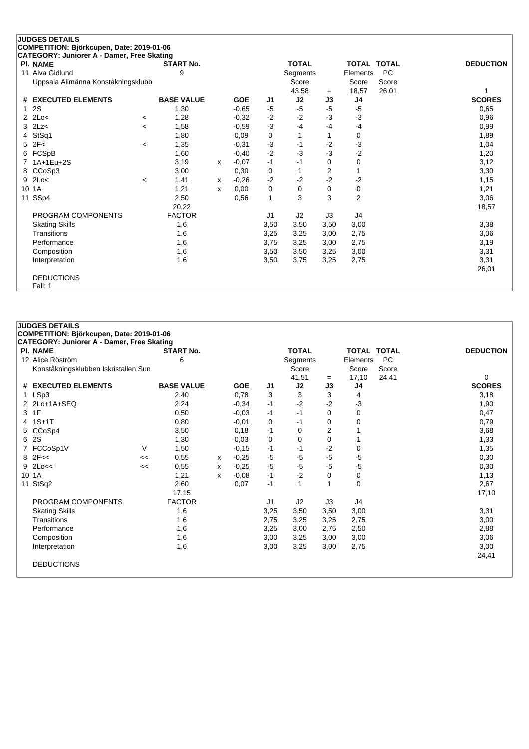## JUDGES DETAILS

**COMPETITION: Björkcupen, Date: 2019-01-06**

**CATEGORY: Juniorer A - Damer, Free Skating**

| Pl. | NAME | START No. | TOTAL Segments Score | = | TOTAL Elements Score | TOTAL PC Score | DEDUCTION |
|---|---|---|---|---|---|---|---|
| 11 | Alva Gidlund<br>Uppsala Allmänna Konståkningsklubb | 9 | 43,58 | = | 18,57 | 26,01 | 1 |

| # | EXECUTED ELEMENTS | | BASE VALUE | | GOE | J1 | J2 | J3 | J4 | SCORES |
|---|---|---|---|---|---|---|---|---|---|---|
| 1 | 2S | | 1,30 | | -0,65 | -5 | -5 | -5 | -5 | 0,65 |
| 2 | 2Lo< | < | 1,28 | | -0,32 | -2 | -2 | -3 | -3 | 0,96 |
| 3 | 2Lz< | < | 1,58 | | -0,59 | -3 | -4 | -4 | -4 | 0,99 |
| 4 | StSq1 | | 1,80 | | 0,09 | 0 | 1 | 1 | 0 | 1,89 |
| 5 | 2F< | < | 1,35 | | -0,31 | -3 | -1 | -2 | -3 | 1,04 |
| 6 | FCSpB | | 1,60 | | -0,40 | -2 | -3 | -3 | -2 | 1,20 |
| 7 | 1A+1Eu+2S | | 3,19 | x | -0,07 | -1 | -1 | 0 | 0 | 3,12 |
| 8 | CCoSp3 | | 3,00 | | 0,30 | 0 | 1 | 2 | 1 | 3,30 |
| 9 | 2Lo< | < | 1,41 | x | -0,26 | -2 | -2 | -2 | -2 | 1,15 |
| 10 | 1A | | 1,21 | x | 0,00 | 0 | 0 | 0 | 0 | 1,21 |
| 11 | SSp4 | | 2,50 | | 0,56 | 1 | 3 | 3 | 2 | 3,06 |
| | | | 20,22 | | | | | | | 18,57 |

| PROGRAM COMPONENTS | FACTOR | J1 | J2 | J3 | J4 | SCORES |
|---|---|---|---|---|---|---|
| Skating Skills | 1,6 | 3,50 | 3,50 | 3,50 | 3,00 | 3,38 |
| Transitions | 1,6 | 3,25 | 3,25 | 3,00 | 2,75 | 3,06 |
| Performance | 1,6 | 3,75 | 3,25 | 3,00 | 2,75 | 3,19 |
| Composition | 1,6 | 3,50 | 3,50 | 3,25 | 3,00 | 3,31 |
| Interpretation | 1,6 | 3,50 | 3,75 | 3,25 | 2,75 | 3,31 |
| | | | | | | 26,01 |

DEDUCTIONS

Fall: 1

## JUDGES DETAILS

**COMPETITION: Björkcupen, Date: 2019-01-06**

**CATEGORY: Juniorer A - Damer, Free Skating**

| Pl. | NAME | START No. | TOTAL Segments Score | = | TOTAL Elements Score | TOTAL PC Score | DEDUCTION |
|---|---|---|---|---|---|---|---|
| 12 | Alice Röström<br>Konståkningsklubben Iskristallen Sun | 6 | 41,51 | = | 17,10 | 24,41 | 0 |

| # | EXECUTED ELEMENTS | | BASE VALUE | | GOE | J1 | J2 | J3 | J4 | SCORES |
|---|---|---|---|---|---|---|---|---|---|---|
| 1 | LSp3 | | 2,40 | | 0,78 | 3 | 3 | 3 | 4 | 3,18 |
| 2 | 2Lo+1A+SEQ | | 2,24 | | -0,34 | -1 | -2 | -2 | -3 | 1,90 |
| 3 | 1F | | 0,50 | | -0,03 | -1 | -1 | 0 | 0 | 0,47 |
| 4 | 1S+1T | | 0,80 | | -0,01 | 0 | -1 | 0 | 0 | 0,79 |
| 5 | CCoSp4 | | 3,50 | | 0,18 | -1 | 0 | 2 | 1 | 3,68 |
| 6 | 2S | | 1,30 | | 0,03 | 0 | 0 | 0 | 1 | 1,33 |
| 7 | FCCoSp1V | V | 1,50 | | -0,15 | -1 | -1 | -2 | 0 | 1,35 |
| 8 | 2F<< | << | 0,55 | x | -0,25 | -5 | -5 | -5 | -5 | 0,30 |
| 9 | 2Lo<< | << | 0,55 | x | -0,25 | -5 | -5 | -5 | -5 | 0,30 |
| 10 | 1A | | 1,21 | x | -0,08 | -1 | -2 | 0 | 0 | 1,13 |
| 11 | StSq2 | | 2,60 | | 0,07 | -1 | 1 | 1 | 0 | 2,67 |
| | | | 17,15 | | | | | | | 17,10 |

| PROGRAM COMPONENTS | FACTOR | J1 | J2 | J3 | J4 | SCORES |
|---|---|---|---|---|---|---|
| Skating Skills | 1,6 | 3,25 | 3,50 | 3,50 | 3,00 | 3,31 |
| Transitions | 1,6 | 2,75 | 3,25 | 3,25 | 2,75 | 3,00 |
| Performance | 1,6 | 3,25 | 3,00 | 2,75 | 2,50 | 2,88 |
| Composition | 1,6 | 3,00 | 3,25 | 3,00 | 3,00 | 3,06 |
| Interpretation | 1,6 | 3,00 | 3,25 | 3,00 | 2,75 | 3,00 |
| | | | | | | 24,41 |

DEDUCTIONS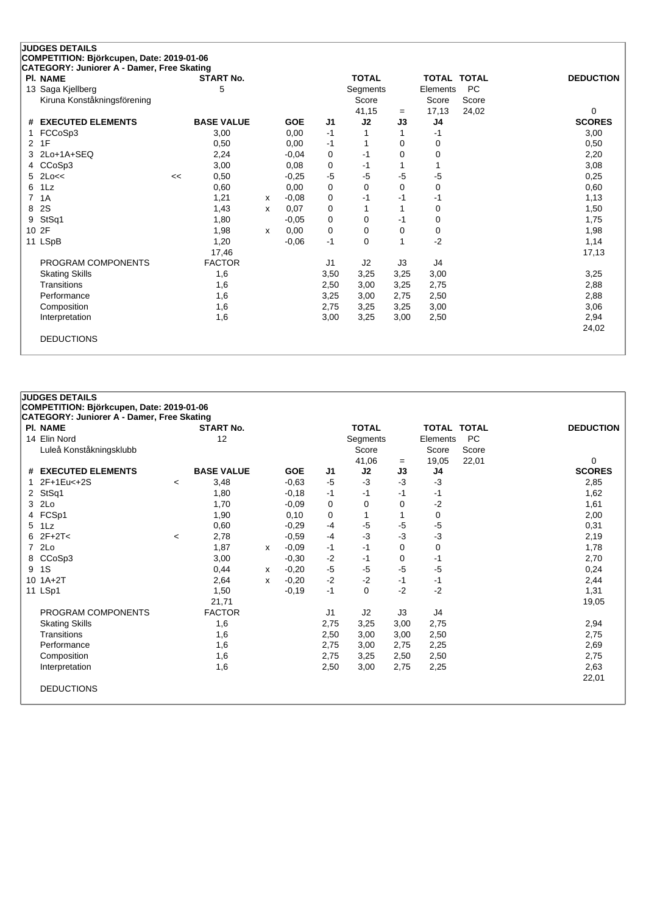**JUDGES DETAILS**
**COMPETITION: Björkcupen, Date: 2019-01-06**
**CATEGORY: Juniorer A - Damer, Free Skating**

| Pl. NAME | START No. | TOTAL Segments Score | = | TOTAL Elements Score | TOTAL PC Score | DEDUCTION |
|---|---|---|---|---|---|---|
| 13 Saga Kjellberg<br>Kiruna Konståkningsförening | 5 | 41,15 | = | 17,13 | 24,02 | 0 |

| # | EXECUTED ELEMENTS | | BASE VALUE | | GOE | J1 | J2 | J3 | J4 | SCORES |
|---|---|---|---|---|---|---|---|---|---|---|
| 1 | FCCoSp3 | | 3,00 | | 0,00 | -1 | 1 | 1 | -1 | 3,00 |
| 2 | 1F | | 0,50 | | 0,00 | -1 | 1 | 0 | 0 | 0,50 |
| 3 | 2Lo+1A+SEQ | | 2,24 | | -0,04 | 0 | -1 | 0 | 0 | 2,20 |
| 4 | CCoSp3 | | 3,00 | | 0,08 | 0 | -1 | 1 | 1 | 3,08 |
| 5 | 2Lo<< | << | 0,50 | | -0,25 | -5 | -5 | -5 | -5 | 0,25 |
| 6 | 1Lz | | 0,60 | | 0,00 | 0 | 0 | 0 | 0 | 0,60 |
| 7 | 1A | | 1,21 | x | -0,08 | 0 | -1 | -1 | -1 | 1,13 |
| 8 | 2S | | 1,43 | x | 0,07 | 0 | 1 | 1 | 0 | 1,50 |
| 9 | StSq1 | | 1,80 | | -0,05 | 0 | 0 | -1 | 0 | 1,75 |
| 10 | 2F | | 1,98 | x | 0,00 | 0 | 0 | 0 | 0 | 1,98 |
| 11 | LSpB | | 1,20 | | -0,06 | -1 | 0 | 1 | -2 | 1,14 |
| | | | 17,46 | | | | | | | 17,13 |
| | PROGRAM COMPONENTS | | FACTOR | | | J1 | J2 | J3 | J4 | |
| | Skating Skills | | 1,6 | | | 3,50 | 3,25 | 3,25 | 3,00 | 3,25 |
| | Transitions | | 1,6 | | | 2,50 | 3,00 | 3,25 | 2,75 | 2,88 |
| | Performance | | 1,6 | | | 3,25 | 3,00 | 2,75 | 2,50 | 2,88 |
| | Composition | | 1,6 | | | 2,75 | 3,25 | 3,25 | 3,00 | 3,06 |
| | Interpretation | | 1,6 | | | 3,00 | 3,25 | 3,00 | 2,50 | 2,94 |
| | | | | | | | | | | 24,02 |
| | DEDUCTIONS | | | | | | | | | |

**JUDGES DETAILS**
**COMPETITION: Björkcupen, Date: 2019-01-06**
**CATEGORY: Juniorer A - Damer, Free Skating**

| Pl. NAME | START No. | TOTAL Segments Score | = | TOTAL Elements Score | TOTAL PC Score | DEDUCTION |
|---|---|---|---|---|---|---|
| 14 Elin Nord<br>Luleå Konståkningsklubb | 12 | 41,06 | = | 19,05 | 22,01 | 0 |

| # | EXECUTED ELEMENTS | | BASE VALUE | | GOE | J1 | J2 | J3 | J4 | SCORES |
|---|---|---|---|---|---|---|---|---|---|---|
| 1 | 2F+1Eu<+2S | < | 3,48 | | -0,63 | -5 | -3 | -3 | -3 | 2,85 |
| 2 | StSq1 | | 1,80 | | -0,18 | -1 | -1 | -1 | -1 | 1,62 |
| 3 | 2Lo | | 1,70 | | -0,09 | 0 | 0 | 0 | -2 | 1,61 |
| 4 | FCSp1 | | 1,90 | | 0,10 | 0 | 1 | 1 | 0 | 2,00 |
| 5 | 1Lz | | 0,60 | | -0,29 | -4 | -5 | -5 | -5 | 0,31 |
| 6 | 2F+2T< | < | 2,78 | | -0,59 | -4 | -3 | -3 | -3 | 2,19 |
| 7 | 2Lo | | 1,87 | x | -0,09 | -1 | -1 | 0 | 0 | 1,78 |
| 8 | CCoSp3 | | 3,00 | | -0,30 | -2 | -1 | 0 | -1 | 2,70 |
| 9 | 1S | | 0,44 | x | -0,20 | -5 | -5 | -5 | -5 | 0,24 |
| 10 | 1A+2T | | 2,64 | x | -0,20 | -2 | -2 | -1 | -1 | 2,44 |
| 11 | LSp1 | | 1,50 | | -0,19 | -1 | 0 | -2 | -2 | 1,31 |
| | | | 21,71 | | | | | | | 19,05 |
| | PROGRAM COMPONENTS | | FACTOR | | | J1 | J2 | J3 | J4 | |
| | Skating Skills | | 1,6 | | | 2,75 | 3,25 | 3,00 | 2,75 | 2,94 |
| | Transitions | | 1,6 | | | 2,50 | 3,00 | 3,00 | 2,50 | 2,75 |
| | Performance | | 1,6 | | | 2,75 | 3,00 | 2,75 | 2,25 | 2,69 |
| | Composition | | 1,6 | | | 2,75 | 3,25 | 2,50 | 2,50 | 2,75 |
| | Interpretation | | 1,6 | | | 2,50 | 3,00 | 2,75 | 2,25 | 2,63 |
| | | | | | | | | | | 22,01 |
| | DEDUCTIONS | | | | | | | | | |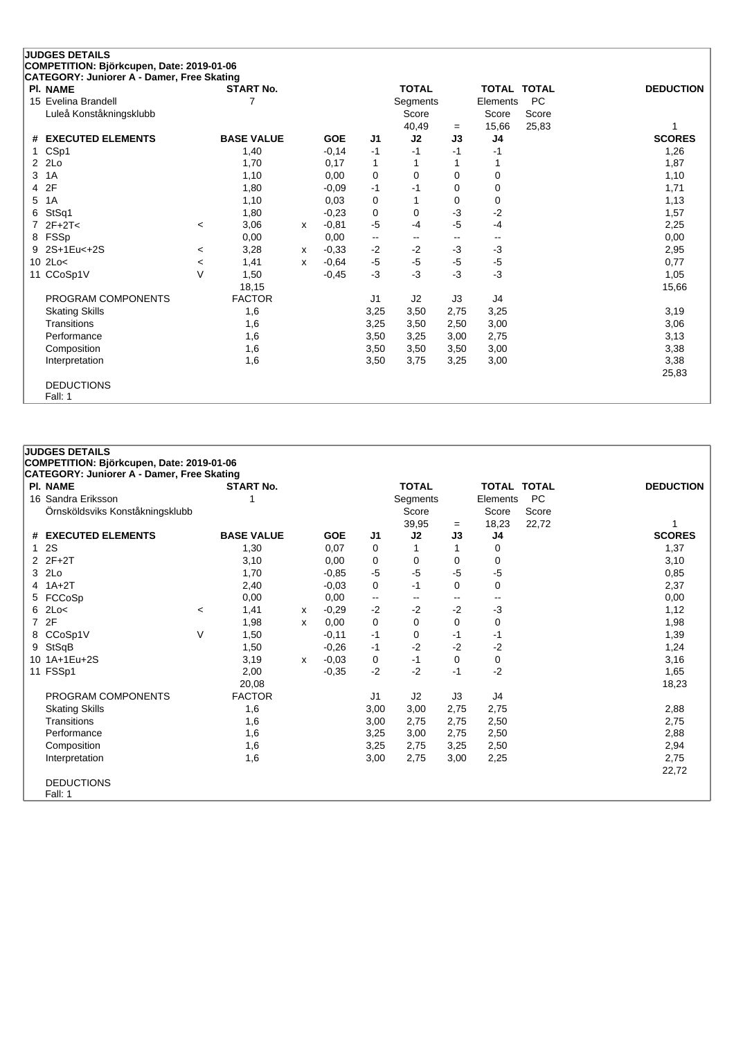**JUDGES DETAILS**
**COMPETITION: Björkcupen, Date: 2019-01-06**
**CATEGORY: Juniorer A - Damer, Free Skating**

| Pl. NAME | START No. | TOTAL Segments Score | = | TOTAL Elements Score | TOTAL PC Score | DEDUCTION |
|---|---|---|---|---|---|---|
| 15 Evelina Brandell, Luleå Konståkningsklubb | 7 | 40,49 | = | 15,66 | 25,83 | 1 |

| # | EXECUTED ELEMENTS | | BASE VALUE | | GOE | J1 | J2 | J3 | J4 | SCORES |
|---|---|---|---|---|---|---|---|---|---|---|
| 1 | CSp1 | | 1,40 | | -0,14 | -1 | -1 | -1 | -1 | 1,26 |
| 2 | 2Lo | | 1,70 | | 0,17 | 1 | 1 | 1 | 1 | 1,87 |
| 3 | 1A | | 1,10 | | 0,00 | 0 | 0 | 0 | 0 | 1,10 |
| 4 | 2F | | 1,80 | | -0,09 | -1 | -1 | 0 | 0 | 1,71 |
| 5 | 1A | | 1,10 | | 0,03 | 0 | 1 | 0 | 0 | 1,13 |
| 6 | StSq1 | | 1,80 | | -0,23 | 0 | 0 | -3 | -2 | 1,57 |
| 7 | 2F+2T< | < | 3,06 | x | -0,81 | -5 | -4 | -5 | -4 | 2,25 |
| 8 | FSSp | | 0,00 | | 0,00 | -- | -- | -- | -- | 0,00 |
| 9 | 2S+1Eu<+2S | < | 3,28 | x | -0,33 | -2 | -2 | -3 | -3 | 2,95 |
| 10 | 2Lo< | < | 1,41 | x | -0,64 | -5 | -5 | -5 | -5 | 0,77 |
| 11 | CCoSp1V | V | 1,50 | | -0,45 | -3 | -3 | -3 | -3 | 1,05 |
| | | | 18,15 | | | | | | | 15,66 |
| | PROGRAM COMPONENTS | | FACTOR | | | J1 | J2 | J3 | J4 | |
| | Skating Skills | | 1,6 | | | 3,25 | 3,50 | 2,75 | 3,25 | 3,19 |
| | Transitions | | 1,6 | | | 3,25 | 3,50 | 2,50 | 3,00 | 3,06 |
| | Performance | | 1,6 | | | 3,50 | 3,25 | 3,00 | 2,75 | 3,13 |
| | Composition | | 1,6 | | | 3,50 | 3,50 | 3,50 | 3,00 | 3,38 |
| | Interpretation | | 1,6 | | | 3,50 | 3,75 | 3,25 | 3,00 | 3,38 |
| | | | | | | | | | | 25,83 |

DEDUCTIONS
Fall: 1

**JUDGES DETAILS**
**COMPETITION: Björkcupen, Date: 2019-01-06**
**CATEGORY: Juniorer A - Damer, Free Skating**

| Pl. NAME | START No. | TOTAL Segments Score | = | TOTAL Elements Score | TOTAL PC Score | DEDUCTION |
|---|---|---|---|---|---|---|
| 16 Sandra Eriksson, Örnsköldsviks Konståkningsklubb | 1 | 39,95 | = | 18,23 | 22,72 | 1 |

| # | EXECUTED ELEMENTS | | BASE VALUE | | GOE | J1 | J2 | J3 | J4 | SCORES |
|---|---|---|---|---|---|---|---|---|---|---|
| 1 | 2S | | 1,30 | | 0,07 | 0 | 1 | 1 | 0 | 1,37 |
| 2 | 2F+2T | | 3,10 | | 0,00 | 0 | 0 | 0 | 0 | 3,10 |
| 3 | 2Lo | | 1,70 | | -0,85 | -5 | -5 | -5 | -5 | 0,85 |
| 4 | 1A+2T | | 2,40 | | -0,03 | 0 | -1 | 0 | 0 | 2,37 |
| 5 | FCCoSp | | 0,00 | | 0,00 | -- | -- | -- | -- | 0,00 |
| 6 | 2Lo< | < | 1,41 | x | -0,29 | -2 | -2 | -2 | -3 | 1,12 |
| 7 | 2F | | 1,98 | x | 0,00 | 0 | 0 | 0 | 0 | 1,98 |
| 8 | CCoSp1V | V | 1,50 | | -0,11 | -1 | 0 | -1 | -1 | 1,39 |
| 9 | StSqB | | 1,50 | | -0,26 | -1 | -2 | -2 | -2 | 1,24 |
| 10 | 1A+1Eu+2S | | 3,19 | x | -0,03 | 0 | -1 | 0 | 0 | 3,16 |
| 11 | FSSp1 | | 2,00 | | -0,35 | -2 | -2 | -1 | -2 | 1,65 |
| | | | 20,08 | | | | | | | 18,23 |
| | PROGRAM COMPONENTS | | FACTOR | | | J1 | J2 | J3 | J4 | |
| | Skating Skills | | 1,6 | | | 3,00 | 3,00 | 2,75 | 2,75 | 2,88 |
| | Transitions | | 1,6 | | | 3,00 | 2,75 | 2,75 | 2,50 | 2,75 |
| | Performance | | 1,6 | | | 3,25 | 3,00 | 2,75 | 2,50 | 2,88 |
| | Composition | | 1,6 | | | 3,25 | 2,75 | 3,25 | 2,50 | 2,94 |
| | Interpretation | | 1,6 | | | 3,00 | 2,75 | 3,00 | 2,25 | 2,75 |
| | | | | | | | | | | 22,72 |

DEDUCTIONS
Fall: 1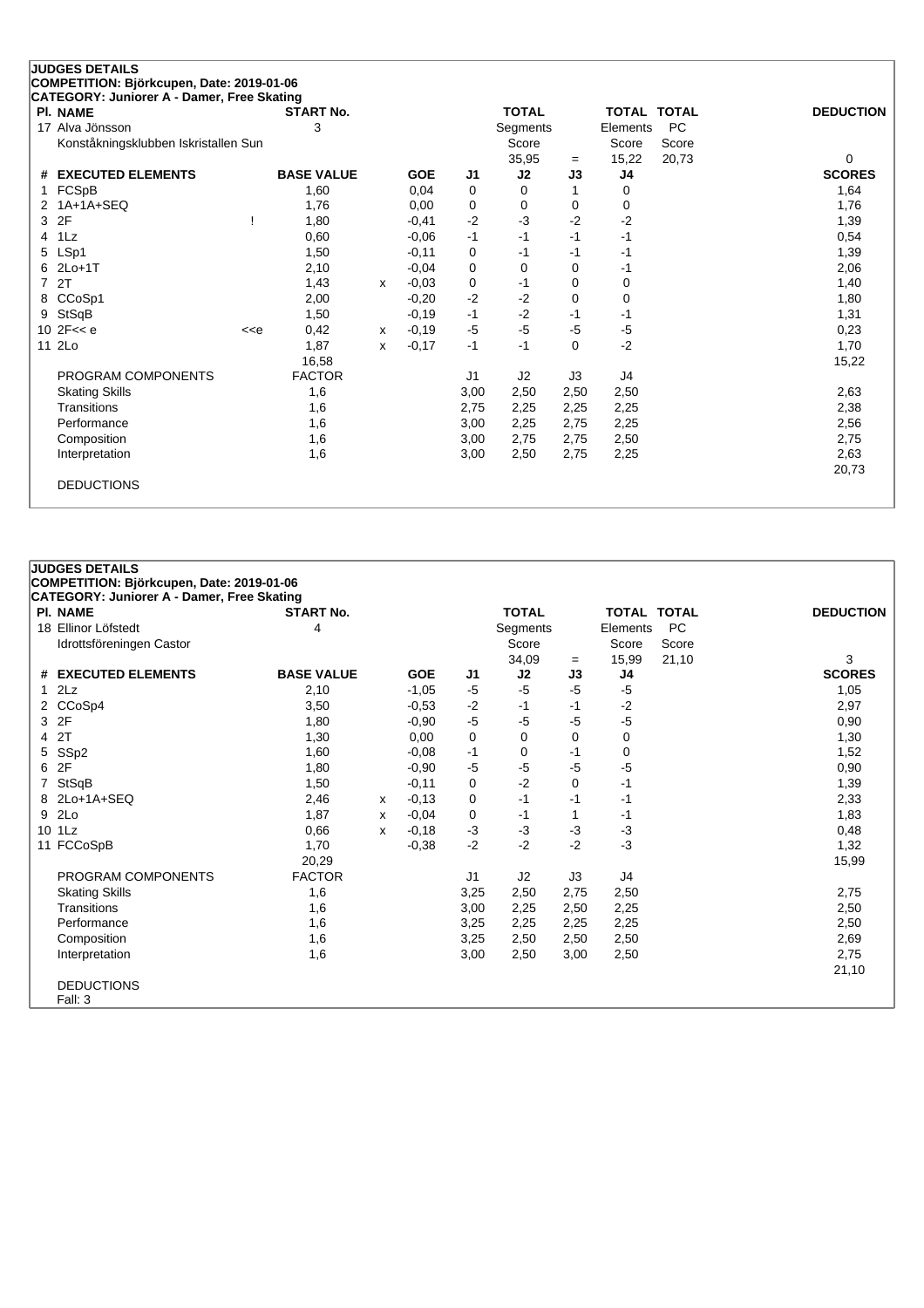## JUDGES DETAILS

**COMPETITION: Björkcupen, Date: 2019-01-06**

**CATEGORY: Juniorer A - Damer, Free Skating**

| Pl. NAME | START No. | TOTAL Segments Score | = | TOTAL Elements Score | TOTAL PC Score | DEDUCTION |
|---|---|---|---|---|---|---|
| 17 Alva Jönsson<br>Konståkningsklubben Iskristallen Sun | 3 | 35,95 | = | 15,22 | 20,73 | 0 |

| # | EXECUTED ELEMENTS | | BASE VALUE | | GOE | J1 | J2 | J3 | J4 | SCORES |
|---|---|---|---|---|---|---|---|---|---|---|
| 1 | FCSpB | | 1,60 | | 0,04 | 0 | 0 | 1 | 0 | 1,64 |
| 2 | 1A+1A+SEQ | | 1,76 | | 0,00 | 0 | 0 | 0 | 0 | 1,76 |
| 3 | 2F | ! | 1,80 | | -0,41 | -2 | -3 | -2 | -2 | 1,39 |
| 4 | 1Lz | | 0,60 | | -0,06 | -1 | -1 | -1 | -1 | 0,54 |
| 5 | LSp1 | | 1,50 | | -0,11 | 0 | -1 | -1 | -1 | 1,39 |
| 6 | 2Lo+1T | | 2,10 | | -0,04 | 0 | 0 | 0 | -1 | 2,06 |
| 7 | 2T | | 1,43 | x | -0,03 | 0 | -1 | 0 | 0 | 1,40 |
| 8 | CCoSp1 | | 2,00 | | -0,20 | -2 | -2 | 0 | 0 | 1,80 |
| 9 | StSqB | | 1,50 | | -0,19 | -1 | -2 | -1 | -1 | 1,31 |
| 10 | 2F<< e | <<e | 0,42 | x | -0,19 | -5 | -5 | -5 | -5 | 0,23 |
| 11 | 2Lo | | 1,87 | x | -0,17 | -1 | -1 | 0 | -2 | 1,70 |
| | | | 16,58 | | | | | | | 15,22 |
| | PROGRAM COMPONENTS | | FACTOR | | | J1 | J2 | J3 | J4 | |
| | Skating Skills | | 1,6 | | | 3,00 | 2,50 | 2,50 | 2,50 | 2,63 |
| | Transitions | | 1,6 | | | 2,75 | 2,25 | 2,25 | 2,25 | 2,38 |
| | Performance | | 1,6 | | | 3,00 | 2,25 | 2,75 | 2,25 | 2,56 |
| | Composition | | 1,6 | | | 3,00 | 2,75 | 2,75 | 2,50 | 2,75 |
| | Interpretation | | 1,6 | | | 3,00 | 2,50 | 2,75 | 2,25 | 2,63 |
| | | | | | | | | | | 20,73 |
| | DEDUCTIONS | | | | | | | | | |

## JUDGES DETAILS

**COMPETITION: Björkcupen, Date: 2019-01-06**

**CATEGORY: Juniorer A - Damer, Free Skating**

| Pl. NAME | START No. | TOTAL Segments Score | = | TOTAL Elements Score | TOTAL PC Score | DEDUCTION |
|---|---|---|---|---|---|---|
| 18 Ellinor Löfstedt<br>Idrottsföreningen Castor | 4 | 34,09 | = | 15,99 | 21,10 | 3 |

| # | EXECUTED ELEMENTS | BASE VALUE | | GOE | J1 | J2 | J3 | J4 | SCORES |
|---|---|---|---|---|---|---|---|---|---|
| 1 | 2Lz | 2,10 | | -1,05 | -5 | -5 | -5 | -5 | 1,05 |
| 2 | CCoSp4 | 3,50 | | -0,53 | -2 | -1 | -1 | -2 | 2,97 |
| 3 | 2F | 1,80 | | -0,90 | -5 | -5 | -5 | -5 | 0,90 |
| 4 | 2T | 1,30 | | 0,00 | 0 | 0 | 0 | 0 | 1,30 |
| 5 | SSp2 | 1,60 | | -0,08 | -1 | 0 | -1 | 0 | 1,52 |
| 6 | 2F | 1,80 | | -0,90 | -5 | -5 | -5 | -5 | 0,90 |
| 7 | StSqB | 1,50 | | -0,11 | 0 | -2 | 0 | -1 | 1,39 |
| 8 | 2Lo+1A+SEQ | 2,46 | x | -0,13 | 0 | -1 | -1 | -1 | 2,33 |
| 9 | 2Lo | 1,87 | x | -0,04 | 0 | -1 | 1 | -1 | 1,83 |
| 10 | 1Lz | 0,66 | x | -0,18 | -3 | -3 | -3 | -3 | 0,48 |
| 11 | FCCoSpB | 1,70 | | -0,38 | -2 | -2 | -2 | -3 | 1,32 |
| | | 20,29 | | | | | | | 15,99 |
| | PROGRAM COMPONENTS | FACTOR | | | J1 | J2 | J3 | J4 | |
| | Skating Skills | 1,6 | | | 3,25 | 2,50 | 2,75 | 2,50 | 2,75 |
| | Transitions | 1,6 | | | 3,00 | 2,25 | 2,50 | 2,25 | 2,50 |
| | Performance | 1,6 | | | 3,25 | 2,25 | 2,25 | 2,25 | 2,50 |
| | Composition | 1,6 | | | 3,25 | 2,50 | 2,50 | 2,50 | 2,69 |
| | Interpretation | 1,6 | | | 3,00 | 2,50 | 3,00 | 2,50 | 2,75 |
| | | | | | | | | | 21,10 |
| | DEDUCTIONS | | | | | | | | |
| | Fall: 3 | | | | | | | | |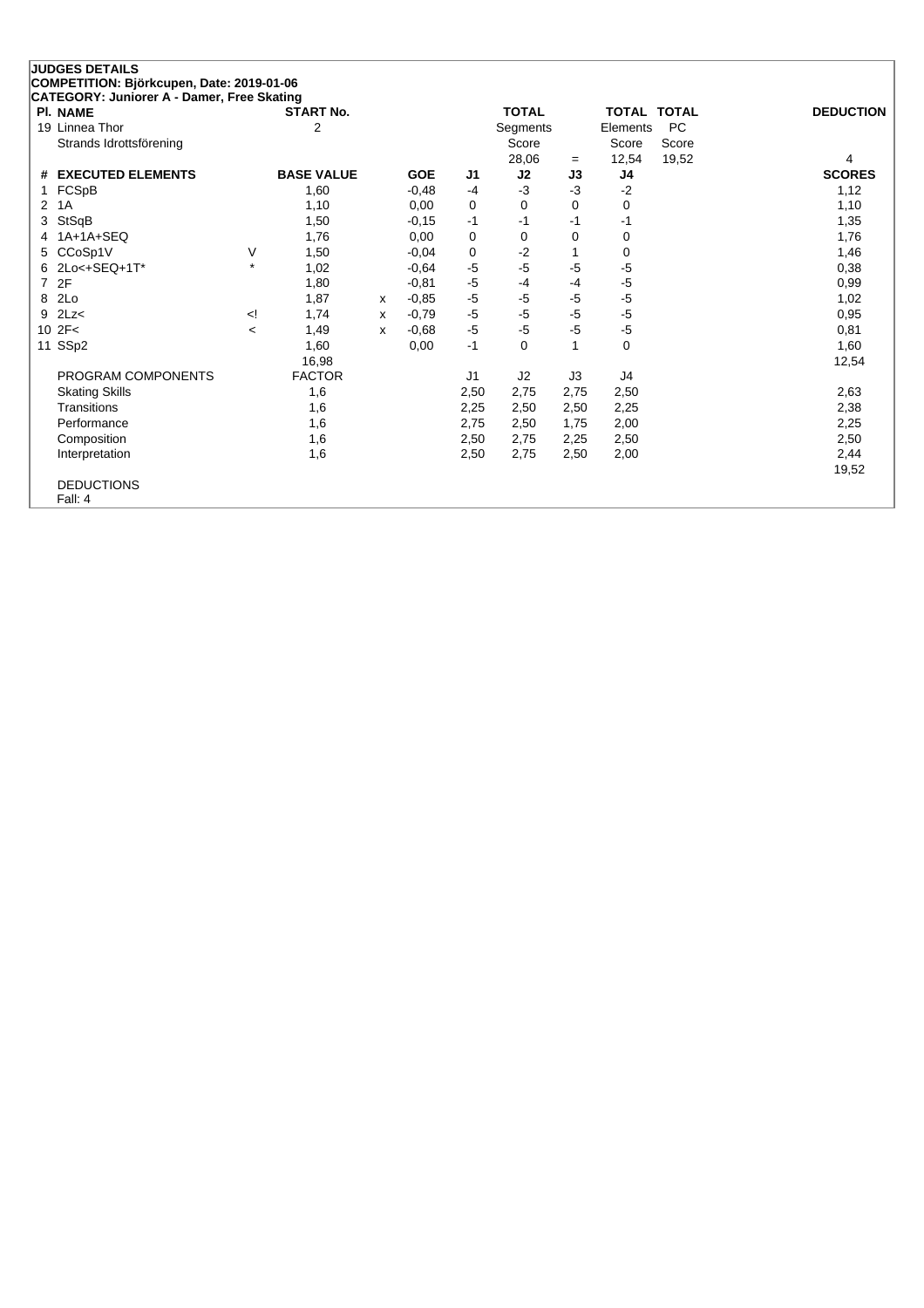**JUDGES DETAILS**

**COMPETITION: Björkcupen, Date: 2019-01-06**

**CATEGORY: Juniorer A - Damer, Free Skating**

| Pl. NAME | START No. | TOTAL Segments Score | | TOTAL Elements Score | TOTAL PC Score | DEDUCTION |
|---|---|---|---|---|---|---|
| 19 Linnea Thor<br>Strands Idrottsförening | 2 | 28,06 | = | 12,54 | 19,52 | 4 |

| # | EXECUTED ELEMENTS | | BASE VALUE | | GOE | J1 | J2 | J3 | J4 | SCORES |
|---|---|---|---|---|---|---|---|---|---|---|
| 1 | FCSpB | | 1,60 | | -0,48 | -4 | -3 | -3 | -2 | 1,12 |
| 2 | 1A | | 1,10 | | 0,00 | 0 | 0 | 0 | 0 | 1,10 |
| 3 | StSqB | | 1,50 | | -0,15 | -1 | -1 | -1 | -1 | 1,35 |
| 4 | 1A+1A+SEQ | | 1,76 | | 0,00 | 0 | 0 | 0 | 0 | 1,76 |
| 5 | CCoSp1V | V | 1,50 | | -0,04 | 0 | -2 | 1 | 0 | 1,46 |
| 6 | 2Lo<+SEQ+1T* | * | 1,02 | | -0,64 | -5 | -5 | -5 | -5 | 0,38 |
| 7 | 2F | | 1,80 | | -0,81 | -5 | -4 | -4 | -5 | 0,99 |
| 8 | 2Lo | | 1,87 | x | -0,85 | -5 | -5 | -5 | -5 | 1,02 |
| 9 | 2Lz< | <! | 1,74 | x | -0,79 | -5 | -5 | -5 | -5 | 0,95 |
| 10 | 2F< | < | 1,49 | x | -0,68 | -5 | -5 | -5 | -5 | 0,81 |
| 11 | SSp2 | | 1,60 | | 0,00 | -1 | 0 | 1 | 0 | 1,60 |
| | | | 16,98 | | | | | | | 12,54 |
| | PROGRAM COMPONENTS | | FACTOR | | | J1 | J2 | J3 | J4 | |
| | Skating Skills | | 1,6 | | | 2,50 | 2,75 | 2,75 | 2,50 | 2,63 |
| | Transitions | | 1,6 | | | 2,25 | 2,50 | 2,50 | 2,25 | 2,38 |
| | Performance | | 1,6 | | | 2,75 | 2,50 | 1,75 | 2,00 | 2,25 |
| | Composition | | 1,6 | | | 2,50 | 2,75 | 2,25 | 2,50 | 2,50 |
| | Interpretation | | 1,6 | | | 2,50 | 2,75 | 2,50 | 2,00 | 2,44 |
| | | | | | | | | | | 19,52 |

DEDUCTIONS

Fall: 4